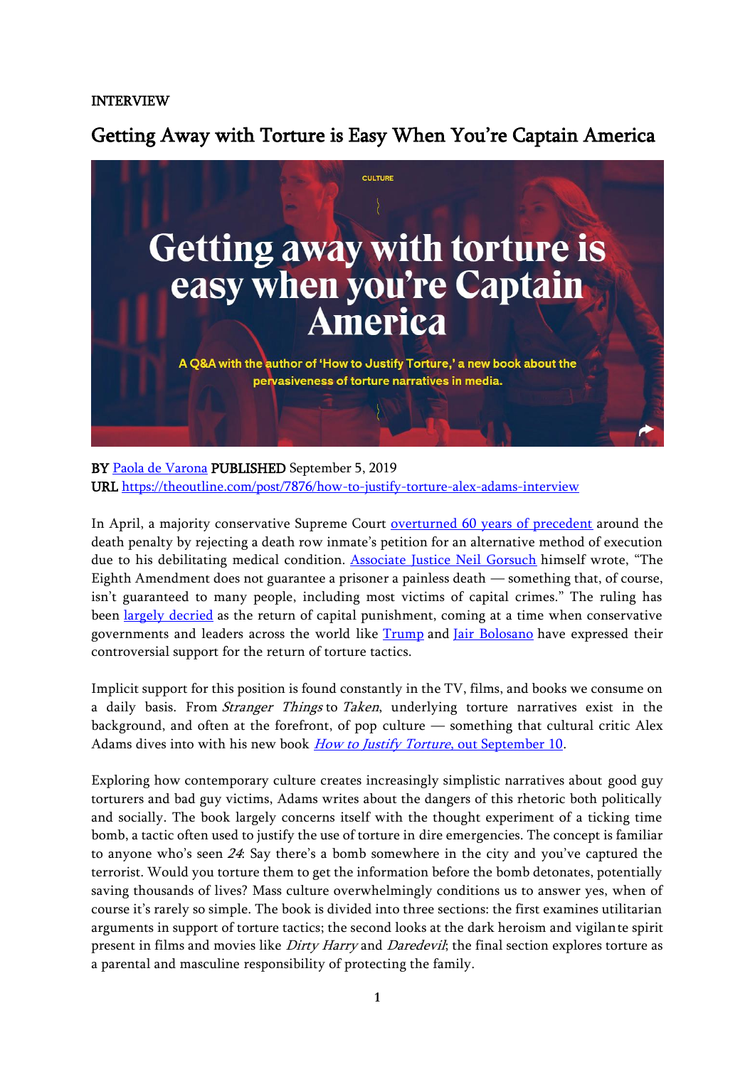INTERVIEW

# Getting Away with Torture is Easy When You're Captain America

**BY** [Paola de Varona](#) **PUBLISHED** September 5, 2019
**URL** https://theoutline.com/post/7876/how-to-justify-torture-alex-adams-interview

In April, a majority conservative Supreme Court [overturned 60 years of precedent](#) around the death penalty by rejecting a death row inmate's petition for an alternative method of execution due to his debilitating medical condition. [Associate Justice Neil Gorsuch](#) himself wrote, "The Eighth Amendment does not guarantee a prisoner a painless death — something that, of course, isn't guaranteed to many people, including most victims of capital crimes." The ruling has been [largely decried](#) as the return of capital punishment, coming at a time when conservative governments and leaders across the world like [Trump](#) and [Jair Bolosano](#) have expressed their controversial support for the return of torture tactics.

Implicit support for this position is found constantly in the TV, films, and books we consume on a daily basis. From *Stranger Things* to *Taken*, underlying torture narratives exist in the background, and often at the forefront, of pop culture — something that cultural critic Alex Adams dives into with his new book [*How to Justify Torture*, out September 10](#).

Exploring how contemporary culture creates increasingly simplistic narratives about good guy torturers and bad guy victims, Adams writes about the dangers of this rhetoric both politically and socially. The book largely concerns itself with the thought experiment of a ticking time bomb, a tactic often used to justify the use of torture in dire emergencies. The concept is familiar to anyone who's seen *24*: Say there's a bomb somewhere in the city and you've captured the terrorist. Would you torture them to get the information before the bomb detonates, potentially saving thousands of lives? Mass culture overwhelmingly conditions us to answer yes, when of course it's rarely so simple. The book is divided into three sections: the first examines utilitarian arguments in support of torture tactics; the second looks at the dark heroism and vigilante spirit present in films and movies like *Dirty Harry* and *Daredevil*; the final section explores torture as a parental and masculine responsibility of protecting the family.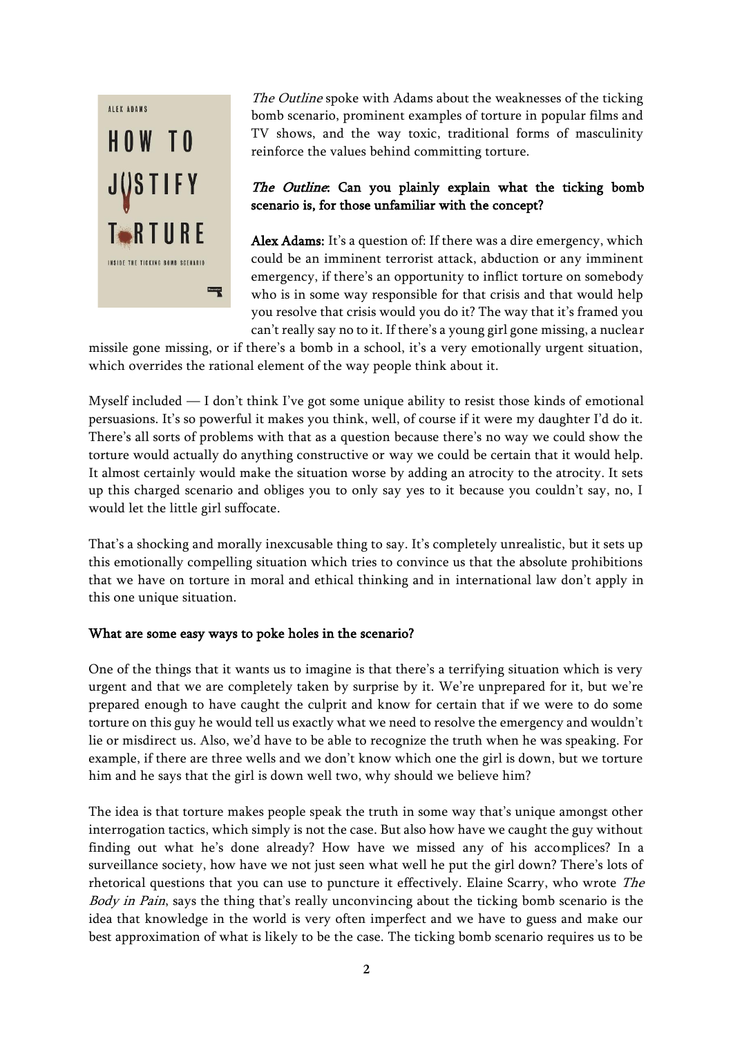*The Outline* spoke with Adams about the weaknesses of the ticking bomb scenario, prominent examples of torture in popular films and TV shows, and the way toxic, traditional forms of masculinity reinforce the values behind committing torture.

**The Outline: Can you plainly explain what the ticking bomb scenario is, for those unfamiliar with the concept?**

**Alex Adams:** It's a question of: If there was a dire emergency, which could be an imminent terrorist attack, abduction or any imminent emergency, if there's an opportunity to inflict torture on somebody who is in some way responsible for that crisis and that would help you resolve that crisis would you do it? The way that it's framed you can't really say no to it. If there's a young girl gone missing, a nuclear missile gone missing, or if there's a bomb in a school, it's a very emotionally urgent situation, which overrides the rational element of the way people think about it.

Myself included — I don't think I've got some unique ability to resist those kinds of emotional persuasions. It's so powerful it makes you think, well, of course if it were my daughter I'd do it. There's all sorts of problems with that as a question because there's no way we could show the torture would actually do anything constructive or way we could be certain that it would help. It almost certainly would make the situation worse by adding an atrocity to the atrocity. It sets up this charged scenario and obliges you to only say yes to it because you couldn't say, no, I would let the little girl suffocate.

That's a shocking and morally inexcusable thing to say. It's completely unrealistic, but it sets up this emotionally compelling situation which tries to convince us that the absolute prohibitions that we have on torture in moral and ethical thinking and in international law don't apply in this one unique situation.

**What are some easy ways to poke holes in the scenario?**

One of the things that it wants us to imagine is that there's a terrifying situation which is very urgent and that we are completely taken by surprise by it. We're unprepared for it, but we're prepared enough to have caught the culprit and know for certain that if we were to do some torture on this guy he would tell us exactly what we need to resolve the emergency and wouldn't lie or misdirect us. Also, we'd have to be able to recognize the truth when he was speaking. For example, if there are three wells and we don't know which one the girl is down, but we torture him and he says that the girl is down well two, why should we believe him?

The idea is that torture makes people speak the truth in some way that's unique amongst other interrogation tactics, which simply is not the case. But also how have we caught the guy without finding out what he's done already? How have we missed any of his accomplices? In a surveillance society, how have we not just seen what well he put the girl down? There's lots of rhetorical questions that you can use to puncture it effectively. Elaine Scarry, who wrote *The Body in Pain*, says the thing that's really unconvincing about the ticking bomb scenario is the idea that knowledge in the world is very often imperfect and we have to guess and make our best approximation of what is likely to be the case. The ticking bomb scenario requires us to be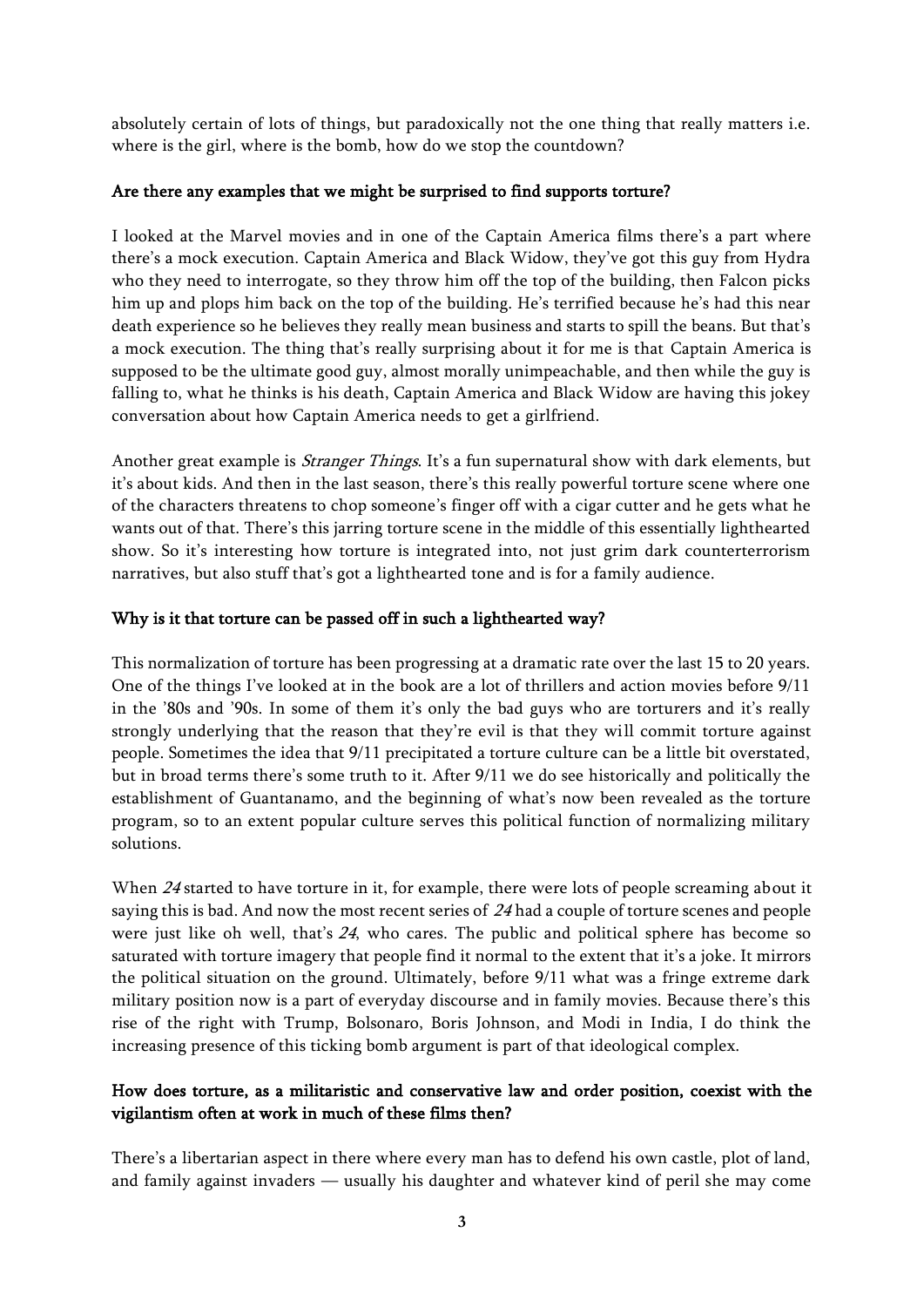absolutely certain of lots of things, but paradoxically not the one thing that really matters i.e. where is the girl, where is the bomb, how do we stop the countdown?

**Are there any examples that we might be surprised to find supports torture?**

I looked at the Marvel movies and in one of the Captain America films there's a part where there's a mock execution. Captain America and Black Widow, they've got this guy from Hydra who they need to interrogate, so they throw him off the top of the building, then Falcon picks him up and plops him back on the top of the building. He's terrified because he's had this near death experience so he believes they really mean business and starts to spill the beans. But that's a mock execution. The thing that's really surprising about it for me is that Captain America is supposed to be the ultimate good guy, almost morally unimpeachable, and then while the guy is falling to, what he thinks is his death, Captain America and Black Widow are having this jokey conversation about how Captain America needs to get a girlfriend.

Another great example is *Stranger Things*. It's a fun supernatural show with dark elements, but it's about kids. And then in the last season, there's this really powerful torture scene where one of the characters threatens to chop someone's finger off with a cigar cutter and he gets what he wants out of that. There's this jarring torture scene in the middle of this essentially lighthearted show. So it's interesting how torture is integrated into, not just grim dark counterterrorism narratives, but also stuff that's got a lighthearted tone and is for a family audience.

**Why is it that torture can be passed off in such a lighthearted way?**

This normalization of torture has been progressing at a dramatic rate over the last 15 to 20 years. One of the things I've looked at in the book are a lot of thrillers and action movies before 9/11 in the '80s and '90s. In some of them it's only the bad guys who are torturers and it's really strongly underlying that the reason that they're evil is that they will commit torture against people. Sometimes the idea that 9/11 precipitated a torture culture can be a little bit overstated, but in broad terms there's some truth to it. After 9/11 we do see historically and politically the establishment of Guantanamo, and the beginning of what's now been revealed as the torture program, so to an extent popular culture serves this political function of normalizing military solutions.

When *24* started to have torture in it, for example, there were lots of people screaming about it saying this is bad. And now the most recent series of *24* had a couple of torture scenes and people were just like oh well, that's *24*, who cares. The public and political sphere has become so saturated with torture imagery that people find it normal to the extent that it's a joke. It mirrors the political situation on the ground. Ultimately, before 9/11 what was a fringe extreme dark military position now is a part of everyday discourse and in family movies. Because there's this rise of the right with Trump, Bolsonaro, Boris Johnson, and Modi in India, I do think the increasing presence of this ticking bomb argument is part of that ideological complex.

**How does torture, as a militaristic and conservative law and order position, coexist with the vigilantism often at work in much of these films then?**

There's a libertarian aspect in there where every man has to defend his own castle, plot of land, and family against invaders — usually his daughter and whatever kind of peril she may come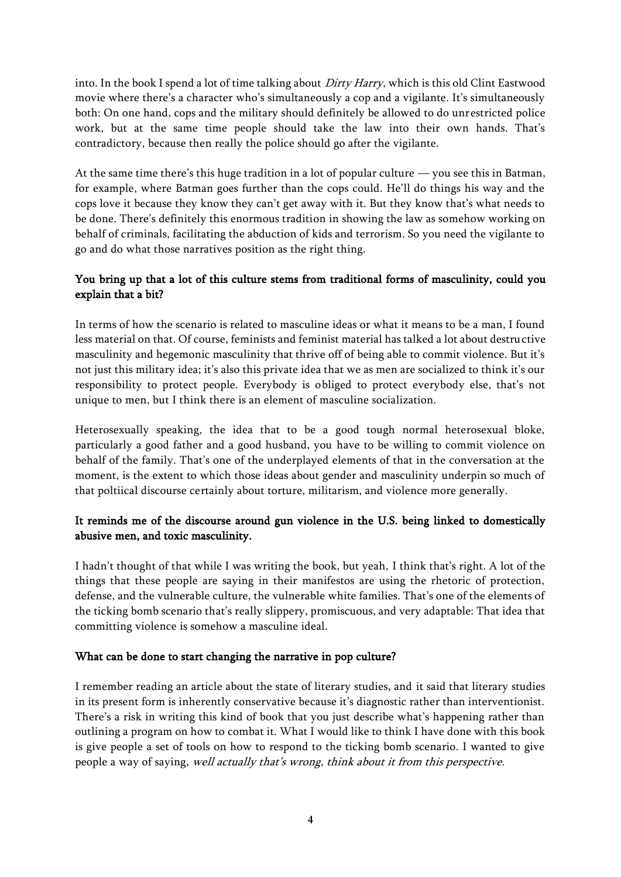into. In the book I spend a lot of time talking about *Dirty Harry*, which is this old Clint Eastwood movie where there's a character who's simultaneously a cop and a vigilante. It's simultaneously both: On one hand, cops and the military should definitely be allowed to do unrestricted police work, but at the same time people should take the law into their own hands. That's contradictory, because then really the police should go after the vigilante.

At the same time there's this huge tradition in a lot of popular culture — you see this in Batman, for example, where Batman goes further than the cops could. He'll do things his way and the cops love it because they know they can't get away with it. But they know that's what needs to be done. There's definitely this enormous tradition in showing the law as somehow working on behalf of criminals, facilitating the abduction of kids and terrorism. So you need the vigilante to go and do what those narratives position as the right thing.

**You bring up that a lot of this culture stems from traditional forms of masculinity, could you explain that a bit?**

In terms of how the scenario is related to masculine ideas or what it means to be a man, I found less material on that. Of course, feminists and feminist material has talked a lot about destructive masculinity and hegemonic masculinity that thrive off of being able to commit violence. But it's not just this military idea; it's also this private idea that we as men are socialized to think it's our responsibility to protect people. Everybody is obliged to protect everybody else, that's not unique to men, but I think there is an element of masculine socialization.

Heterosexually speaking, the idea that to be a good tough normal heterosexual bloke, particularly a good father and a good husband, you have to be willing to commit violence on behalf of the family. That's one of the underplayed elements of that in the conversation at the moment, is the extent to which those ideas about gender and masculinity underpin so much of that poltiical discourse certainly about torture, militarism, and violence more generally.

**It reminds me of the discourse around gun violence in the U.S. being linked to domestically abusive men, and toxic masculinity.**

I hadn't thought of that while I was writing the book, but yeah, I think that's right. A lot of the things that these people are saying in their manifestos are using the rhetoric of protection, defense, and the vulnerable culture, the vulnerable white families. That's one of the elements of the ticking bomb scenario that's really slippery, promiscuous, and very adaptable: That idea that committing violence is somehow a masculine ideal.

**What can be done to start changing the narrative in pop culture?**

I remember reading an article about the state of literary studies, and it said that literary studies in its present form is inherently conservative because it's diagnostic rather than interventionist. There's a risk in writing this kind of book that you just describe what's happening rather than outlining a program on how to combat it. What I would like to think I have done with this book is give people a set of tools on how to respond to the ticking bomb scenario. I wanted to give people a way of saying, *well actually that's wrong, think about it from this perspective*.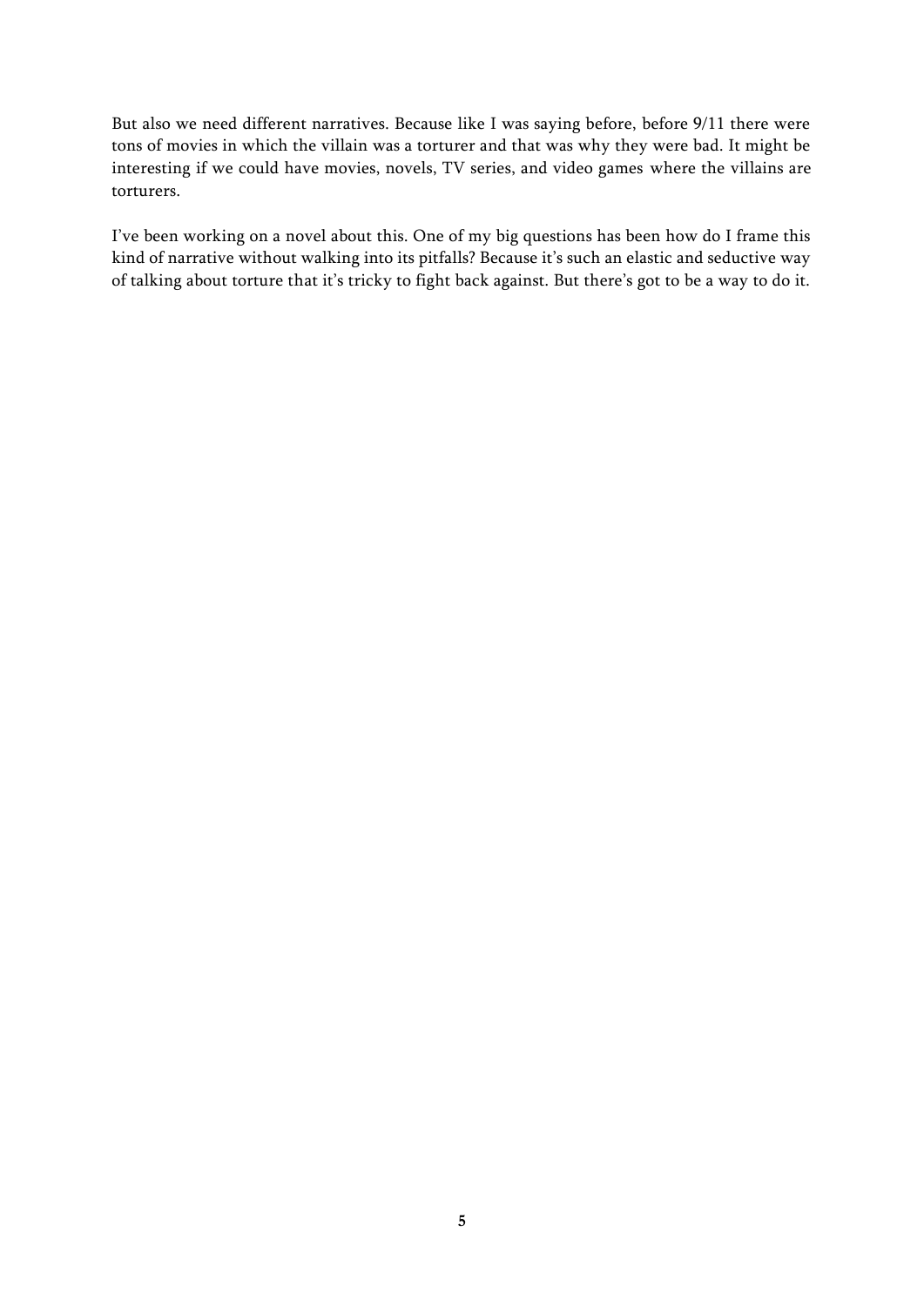But also we need different narratives. Because like I was saying before, before 9/11 there were tons of movies in which the villain was a torturer and that was why they were bad. It might be interesting if we could have movies, novels, TV series, and video games where the villains are torturers.

I've been working on a novel about this. One of my big questions has been how do I frame this kind of narrative without walking into its pitfalls? Because it's such an elastic and seductive way of talking about torture that it's tricky to fight back against. But there's got to be a way to do it.